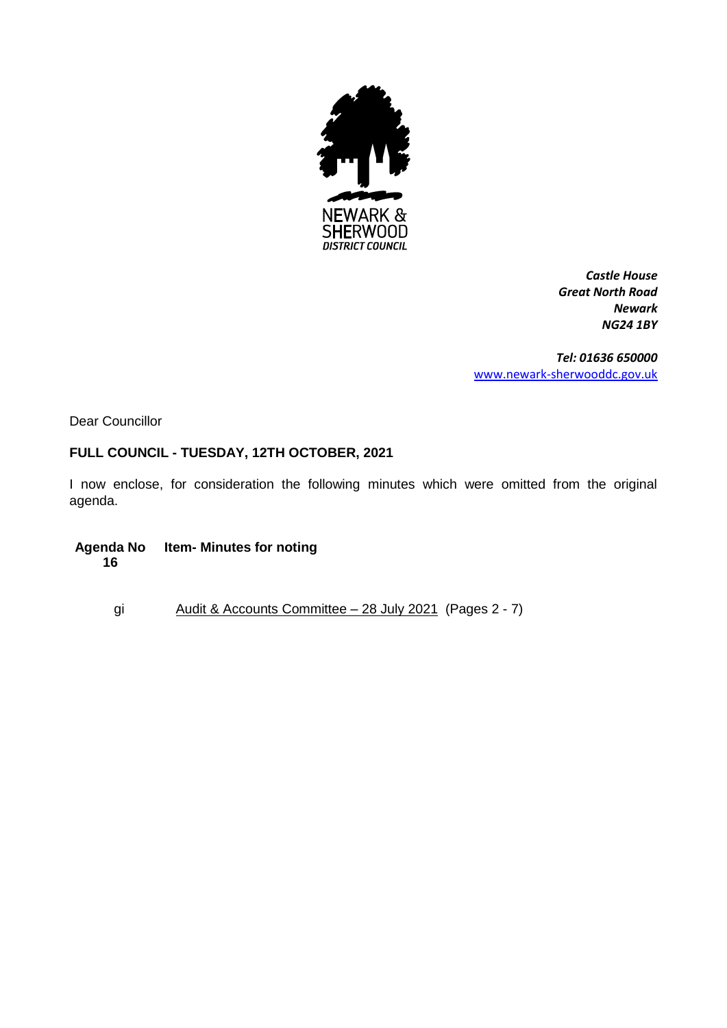NEWARK & SHERWOOD DISTRICT COUNCIL

*Castle House*
*Great North Road*
*Newark*
*NG24 1BY*

*Tel: 01636 650000*
www.newark-sherwooddc.gov.uk

Dear Councillor

**FULL COUNCIL - TUESDAY, 12TH OCTOBER, 2021**

I now enclose, for consideration the following minutes which were omitted from the original agenda.

| Agenda No | Item- Minutes for noting |
|---|---|
| **16** | |
| gi | Audit & Accounts Committee – 28 July 2021 (Pages 2 - 7) |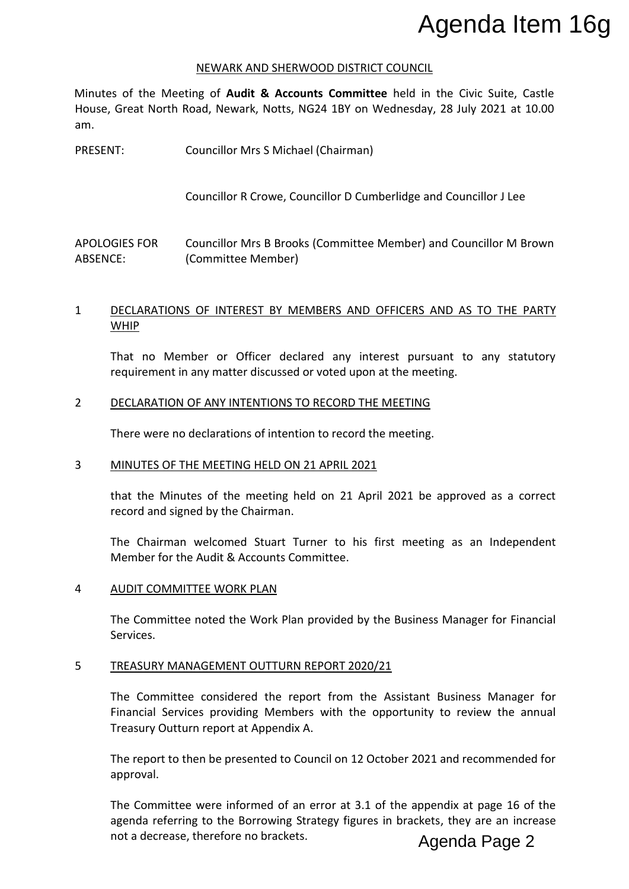NEWARK AND SHERWOOD DISTRICT COUNCIL

Minutes of the Meeting of **Audit & Accounts Committee** held in the Civic Suite, Castle House, Great North Road, Newark, Notts, NG24 1BY on Wednesday, 28 July 2021 at 10.00 am.

| | |
|---|---|
| PRESENT: | Councillor Mrs S Michael (Chairman) |
| | Councillor R Crowe, Councillor D Cumberlidge and Councillor J Lee |
| APOLOGIES FOR ABSENCE: | Councillor Mrs B Brooks (Committee Member) and Councillor M Brown (Committee Member) |

## 1 DECLARATIONS OF INTEREST BY MEMBERS AND OFFICERS AND AS TO THE PARTY WHIP

That no Member or Officer declared any interest pursuant to any statutory requirement in any matter discussed or voted upon at the meeting.

## 2 DECLARATION OF ANY INTENTIONS TO RECORD THE MEETING

There were no declarations of intention to record the meeting.

## 3 MINUTES OF THE MEETING HELD ON 21 APRIL 2021

that the Minutes of the meeting held on 21 April 2021 be approved as a correct record and signed by the Chairman.

The Chairman welcomed Stuart Turner to his first meeting as an Independent Member for the Audit & Accounts Committee.

## 4 AUDIT COMMITTEE WORK PLAN

The Committee noted the Work Plan provided by the Business Manager for Financial Services.

## 5 TREASURY MANAGEMENT OUTTURN REPORT 2020/21

The Committee considered the report from the Assistant Business Manager for Financial Services providing Members with the opportunity to review the annual Treasury Outturn report at Appendix A.

The report to then be presented to Council on 12 October 2021 and recommended for approval.

The Committee were informed of an error at 3.1 of the appendix at page 16 of the agenda referring to the Borrowing Strategy figures in brackets, they are an increase not a decrease, therefore no brackets.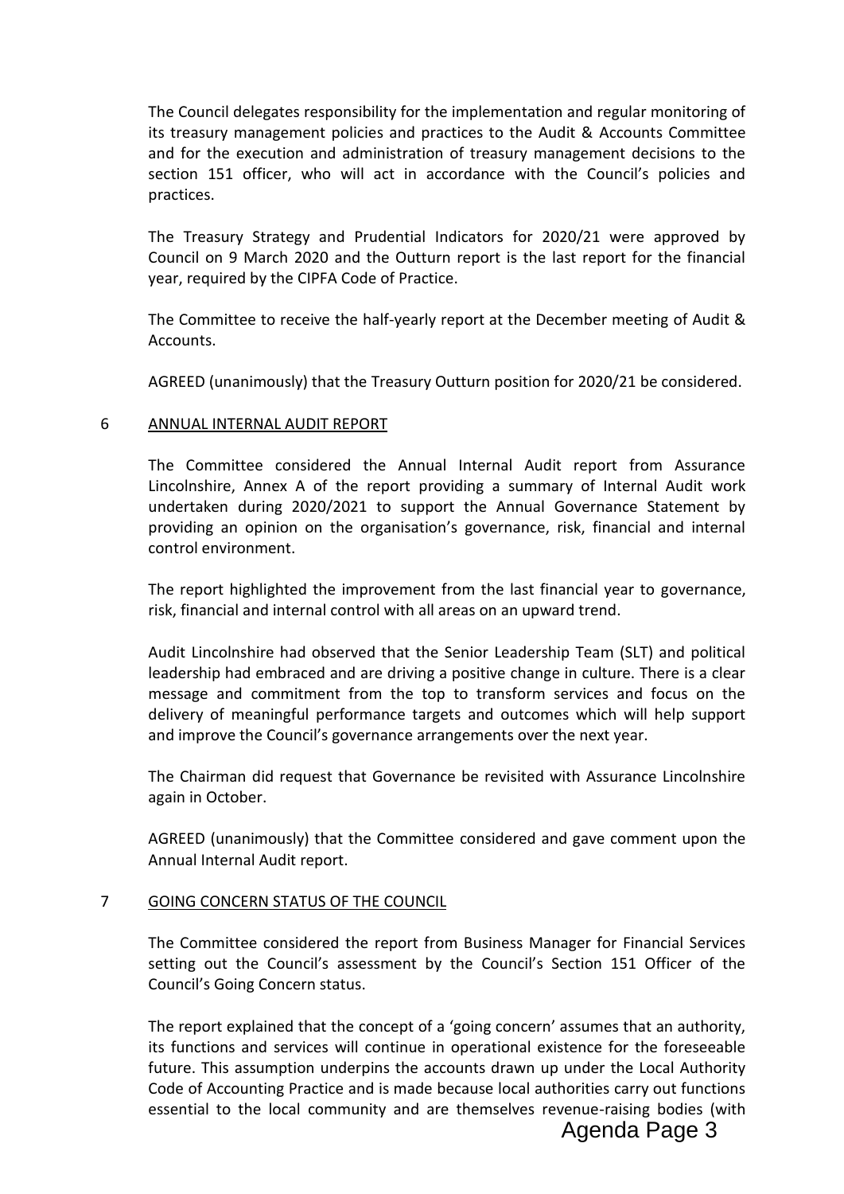The Council delegates responsibility for the implementation and regular monitoring of its treasury management policies and practices to the Audit & Accounts Committee and for the execution and administration of treasury management decisions to the section 151 officer, who will act in accordance with the Council's policies and practices.

The Treasury Strategy and Prudential Indicators for 2020/21 were approved by Council on 9 March 2020 and the Outturn report is the last report for the financial year, required by the CIPFA Code of Practice.

The Committee to receive the half-yearly report at the December meeting of Audit & Accounts.

AGREED (unanimously) that the Treasury Outturn position for 2020/21 be considered.

## 6 ANNUAL INTERNAL AUDIT REPORT

The Committee considered the Annual Internal Audit report from Assurance Lincolnshire, Annex A of the report providing a summary of Internal Audit work undertaken during 2020/2021 to support the Annual Governance Statement by providing an opinion on the organisation's governance, risk, financial and internal control environment.

The report highlighted the improvement from the last financial year to governance, risk, financial and internal control with all areas on an upward trend.

Audit Lincolnshire had observed that the Senior Leadership Team (SLT) and political leadership had embraced and are driving a positive change in culture. There is a clear message and commitment from the top to transform services and focus on the delivery of meaningful performance targets and outcomes which will help support and improve the Council's governance arrangements over the next year.

The Chairman did request that Governance be revisited with Assurance Lincolnshire again in October.

AGREED (unanimously) that the Committee considered and gave comment upon the Annual Internal Audit report.

## 7 GOING CONCERN STATUS OF THE COUNCIL

The Committee considered the report from Business Manager for Financial Services setting out the Council's assessment by the Council's Section 151 Officer of the Council's Going Concern status.

The report explained that the concept of a 'going concern' assumes that an authority, its functions and services will continue in operational existence for the foreseeable future. This assumption underpins the accounts drawn up under the Local Authority Code of Accounting Practice and is made because local authorities carry out functions essential to the local community and are themselves revenue-raising bodies (with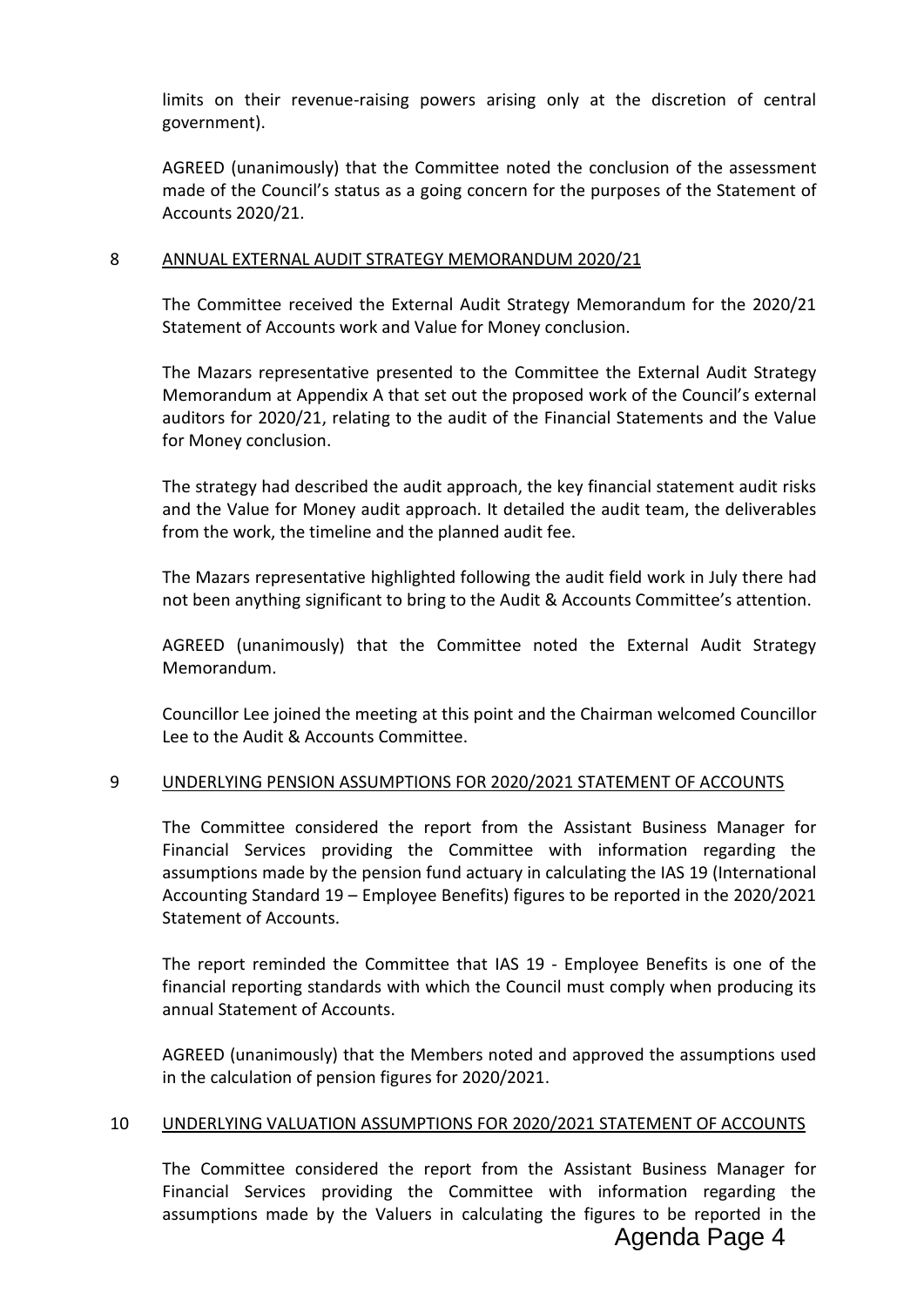limits on their revenue-raising powers arising only at the discretion of central government).

AGREED (unanimously) that the Committee noted the conclusion of the assessment made of the Council's status as a going concern for the purposes of the Statement of Accounts 2020/21.

## 8 ANNUAL EXTERNAL AUDIT STRATEGY MEMORANDUM 2020/21

The Committee received the External Audit Strategy Memorandum for the 2020/21 Statement of Accounts work and Value for Money conclusion.

The Mazars representative presented to the Committee the External Audit Strategy Memorandum at Appendix A that set out the proposed work of the Council's external auditors for 2020/21, relating to the audit of the Financial Statements and the Value for Money conclusion.

The strategy had described the audit approach, the key financial statement audit risks and the Value for Money audit approach. It detailed the audit team, the deliverables from the work, the timeline and the planned audit fee.

The Mazars representative highlighted following the audit field work in July there had not been anything significant to bring to the Audit & Accounts Committee's attention.

AGREED (unanimously) that the Committee noted the External Audit Strategy Memorandum.

Councillor Lee joined the meeting at this point and the Chairman welcomed Councillor Lee to the Audit & Accounts Committee.

## 9 UNDERLYING PENSION ASSUMPTIONS FOR 2020/2021 STATEMENT OF ACCOUNTS

The Committee considered the report from the Assistant Business Manager for Financial Services providing the Committee with information regarding the assumptions made by the pension fund actuary in calculating the IAS 19 (International Accounting Standard 19 – Employee Benefits) figures to be reported in the 2020/2021 Statement of Accounts.

The report reminded the Committee that IAS 19 - Employee Benefits is one of the financial reporting standards with which the Council must comply when producing its annual Statement of Accounts.

AGREED (unanimously) that the Members noted and approved the assumptions used in the calculation of pension figures for 2020/2021.

## 10 UNDERLYING VALUATION ASSUMPTIONS FOR 2020/2021 STATEMENT OF ACCOUNTS

The Committee considered the report from the Assistant Business Manager for Financial Services providing the Committee with information regarding the assumptions made by the Valuers in calculating the figures to be reported in the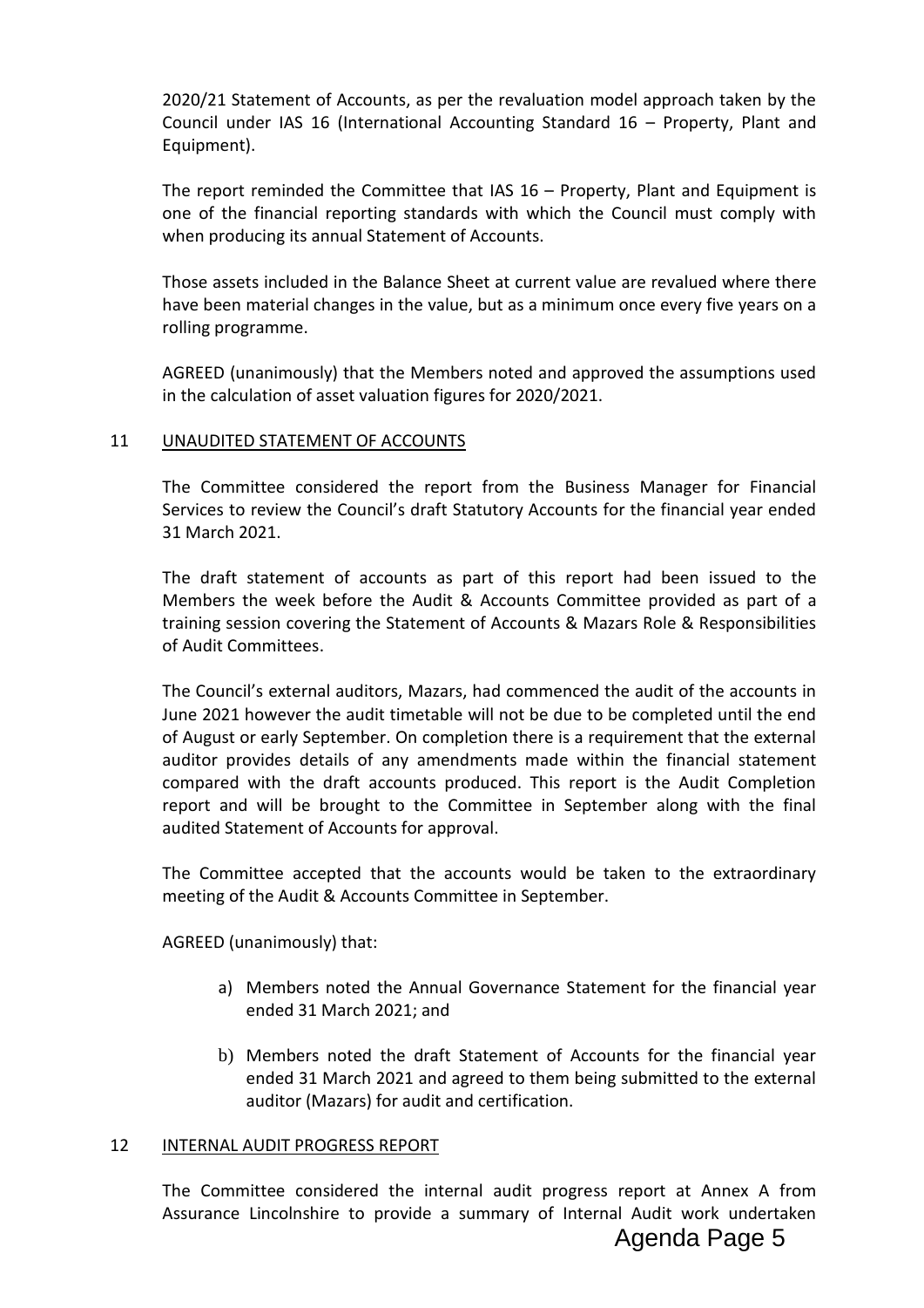2020/21 Statement of Accounts, as per the revaluation model approach taken by the Council under IAS 16 (International Accounting Standard 16 – Property, Plant and Equipment).

The report reminded the Committee that IAS 16 – Property, Plant and Equipment is one of the financial reporting standards with which the Council must comply with when producing its annual Statement of Accounts.

Those assets included in the Balance Sheet at current value are revalued where there have been material changes in the value, but as a minimum once every five years on a rolling programme.

AGREED (unanimously) that the Members noted and approved the assumptions used in the calculation of asset valuation figures for 2020/2021.

## 11 UNAUDITED STATEMENT OF ACCOUNTS

The Committee considered the report from the Business Manager for Financial Services to review the Council's draft Statutory Accounts for the financial year ended 31 March 2021.

The draft statement of accounts as part of this report had been issued to the Members the week before the Audit & Accounts Committee provided as part of a training session covering the Statement of Accounts & Mazars Role & Responsibilities of Audit Committees.

The Council's external auditors, Mazars, had commenced the audit of the accounts in June 2021 however the audit timetable will not be due to be completed until the end of August or early September. On completion there is a requirement that the external auditor provides details of any amendments made within the financial statement compared with the draft accounts produced. This report is the Audit Completion report and will be brought to the Committee in September along with the final audited Statement of Accounts for approval.

The Committee accepted that the accounts would be taken to the extraordinary meeting of the Audit & Accounts Committee in September.

AGREED (unanimously) that:

a) Members noted the Annual Governance Statement for the financial year ended 31 March 2021; and

b) Members noted the draft Statement of Accounts for the financial year ended 31 March 2021 and agreed to them being submitted to the external auditor (Mazars) for audit and certification.

## 12 INTERNAL AUDIT PROGRESS REPORT

The Committee considered the internal audit progress report at Annex A from Assurance Lincolnshire to provide a summary of Internal Audit work undertaken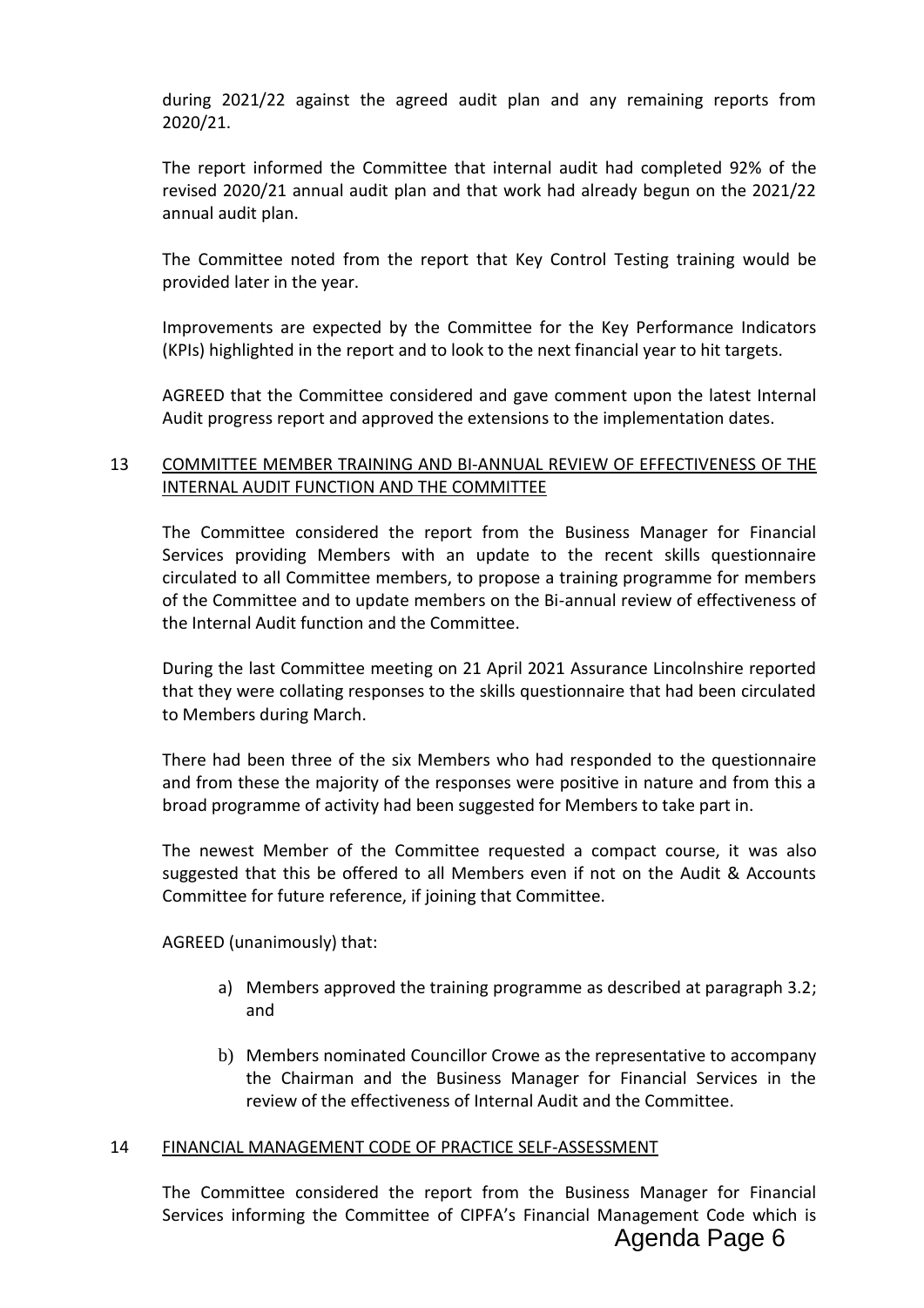during 2021/22 against the agreed audit plan and any remaining reports from 2020/21.

The report informed the Committee that internal audit had completed 92% of the revised 2020/21 annual audit plan and that work had already begun on the 2021/22 annual audit plan.

The Committee noted from the report that Key Control Testing training would be provided later in the year.

Improvements are expected by the Committee for the Key Performance Indicators (KPIs) highlighted in the report and to look to the next financial year to hit targets.

AGREED that the Committee considered and gave comment upon the latest Internal Audit progress report and approved the extensions to the implementation dates.

## 13 COMMITTEE MEMBER TRAINING AND BI-ANNUAL REVIEW OF EFFECTIVENESS OF THE INTERNAL AUDIT FUNCTION AND THE COMMITTEE

The Committee considered the report from the Business Manager for Financial Services providing Members with an update to the recent skills questionnaire circulated to all Committee members, to propose a training programme for members of the Committee and to update members on the Bi-annual review of effectiveness of the Internal Audit function and the Committee.

During the last Committee meeting on 21 April 2021 Assurance Lincolnshire reported that they were collating responses to the skills questionnaire that had been circulated to Members during March.

There had been three of the six Members who had responded to the questionnaire and from these the majority of the responses were positive in nature and from this a broad programme of activity had been suggested for Members to take part in.

The newest Member of the Committee requested a compact course, it was also suggested that this be offered to all Members even if not on the Audit & Accounts Committee for future reference, if joining that Committee.

AGREED (unanimously) that:

a) Members approved the training programme as described at paragraph 3.2; and

b) Members nominated Councillor Crowe as the representative to accompany the Chairman and the Business Manager for Financial Services in the review of the effectiveness of Internal Audit and the Committee.

## 14 FINANCIAL MANAGEMENT CODE OF PRACTICE SELF-ASSESSMENT

The Committee considered the report from the Business Manager for Financial Services informing the Committee of CIPFA's Financial Management Code which is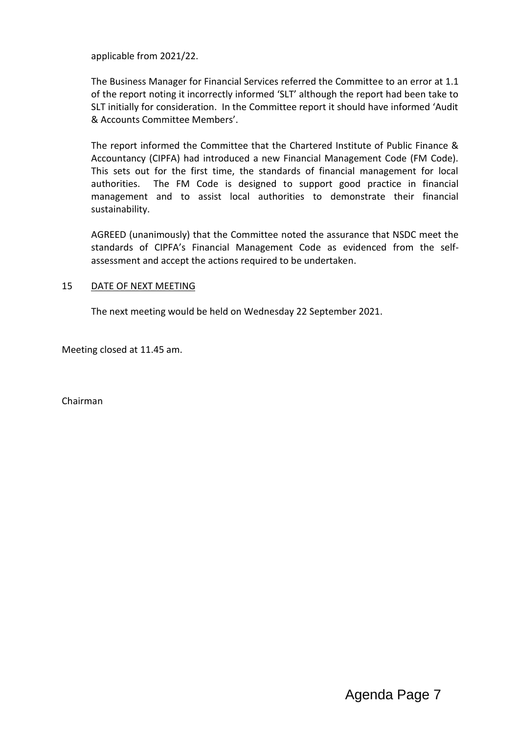applicable from 2021/22.

The Business Manager for Financial Services referred the Committee to an error at 1.1 of the report noting it incorrectly informed 'SLT' although the report had been take to SLT initially for consideration. In the Committee report it should have informed 'Audit & Accounts Committee Members'.

The report informed the Committee that the Chartered Institute of Public Finance & Accountancy (CIPFA) had introduced a new Financial Management Code (FM Code). This sets out for the first time, the standards of financial management for local authorities. The FM Code is designed to support good practice in financial management and to assist local authorities to demonstrate their financial sustainability.

AGREED (unanimously) that the Committee noted the assurance that NSDC meet the standards of CIPFA's Financial Management Code as evidenced from the self-assessment and accept the actions required to be undertaken.

15 DATE OF NEXT MEETING

The next meeting would be held on Wednesday 22 September 2021.

Meeting closed at 11.45 am.

Chairman